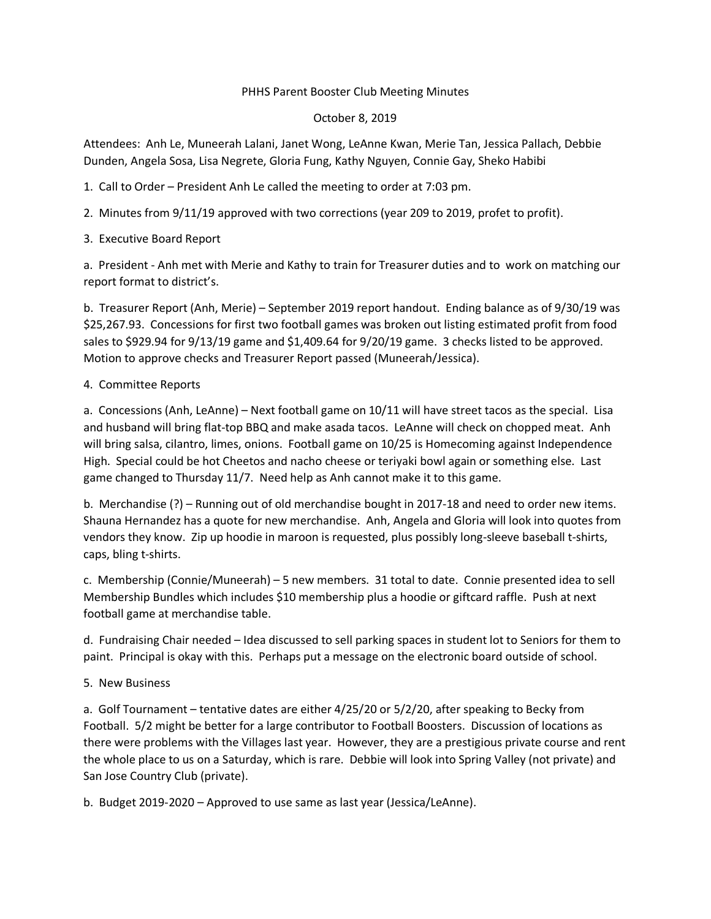# PHHS Parent Booster Club Meeting Minutes

October 8, 2019

Attendees: Anh Le, Muneerah Lalani, Janet Wong, LeAnne Kwan, Merie Tan, Jessica Pallach, Debbie Dunden, Angela Sosa, Lisa Negrete, Gloria Fung, Kathy Nguyen, Connie Gay, Sheko Habibi

1. Call to Order – President Anh Le called the meeting to order at 7:03 pm.

2. Minutes from 9/11/19 approved with two corrections (year 209 to 2019, profet to profit).

3. Executive Board Report

a. President - Anh met with Merie and Kathy to train for Treasurer duties and to work on matching our report format to district's.

b. Treasurer Report (Anh, Merie) – September 2019 report handout. Ending balance as of 9/30/19 was $25,267.93. Concessions for first two football games was broken out listing estimated profit from food sales to $929.94 for 9/13/19 game and $1,409.64 for 9/20/19 game. 3 checks listed to be approved. Motion to approve checks and Treasurer Report passed (Muneerah/Jessica).

4. Committee Reports

a. Concessions (Anh, LeAnne) – Next football game on 10/11 will have street tacos as the special. Lisa and husband will bring flat-top BBQ and make asada tacos. LeAnne will check on chopped meat. Anh will bring salsa, cilantro, limes, onions. Football game on 10/25 is Homecoming against Independence High. Special could be hot Cheetos and nacho cheese or teriyaki bowl again or something else. Last game changed to Thursday 11/7. Need help as Anh cannot make it to this game.

b. Merchandise (?) – Running out of old merchandise bought in 2017-18 and need to order new items. Shauna Hernandez has a quote for new merchandise. Anh, Angela and Gloria will look into quotes from vendors they know. Zip up hoodie in maroon is requested, plus possibly long-sleeve baseball t-shirts, caps, bling t-shirts.

c. Membership (Connie/Muneerah) – 5 new members. 31 total to date. Connie presented idea to sell Membership Bundles which includes $10 membership plus a hoodie or giftcard raffle. Push at next football game at merchandise table.

d. Fundraising Chair needed – Idea discussed to sell parking spaces in student lot to Seniors for them to paint. Principal is okay with this. Perhaps put a message on the electronic board outside of school.

5. New Business

a. Golf Tournament – tentative dates are either 4/25/20 or 5/2/20, after speaking to Becky from Football. 5/2 might be better for a large contributor to Football Boosters. Discussion of locations as there were problems with the Villages last year. However, they are a prestigious private course and rent the whole place to us on a Saturday, which is rare. Debbie will look into Spring Valley (not private) and San Jose Country Club (private).

b. Budget 2019-2020 – Approved to use same as last year (Jessica/LeAnne).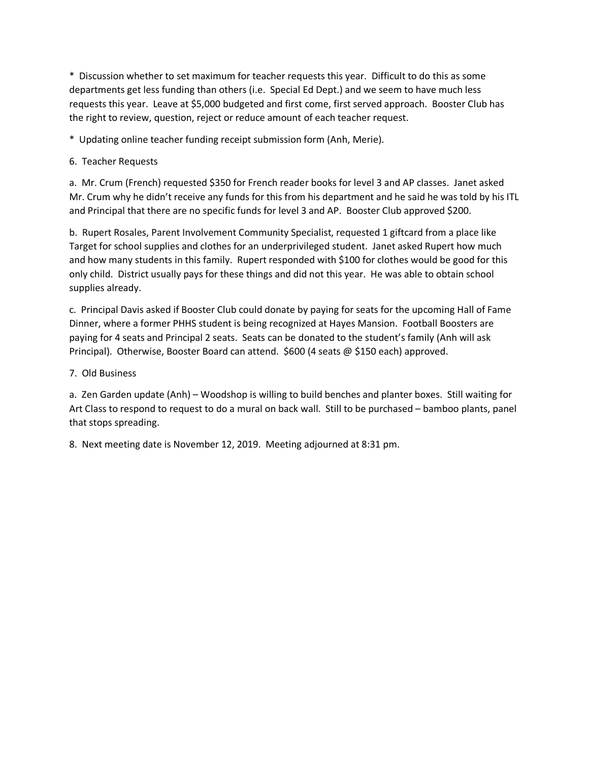* Discussion whether to set maximum for teacher requests this year. Difficult to do this as some departments get less funding than others (i.e. Special Ed Dept.) and we seem to have much less requests this year. Leave at $5,000 budgeted and first come, first served approach. Booster Club has the right to review, question, reject or reduce amount of each teacher request.

* Updating online teacher funding receipt submission form (Anh, Merie).

6. Teacher Requests

a. Mr. Crum (French) requested $350 for French reader books for level 3 and AP classes. Janet asked Mr. Crum why he didn't receive any funds for this from his department and he said he was told by his ITL and Principal that there are no specific funds for level 3 and AP. Booster Club approved $200.

b. Rupert Rosales, Parent Involvement Community Specialist, requested 1 giftcard from a place like Target for school supplies and clothes for an underprivileged student. Janet asked Rupert how much and how many students in this family. Rupert responded with $100 for clothes would be good for this only child. District usually pays for these things and did not this year. He was able to obtain school supplies already.

c. Principal Davis asked if Booster Club could donate by paying for seats for the upcoming Hall of Fame Dinner, where a former PHHS student is being recognized at Hayes Mansion. Football Boosters are paying for 4 seats and Principal 2 seats. Seats can be donated to the student's family (Anh will ask Principal). Otherwise, Booster Board can attend. $600 (4 seats @ $150 each) approved.

7. Old Business

a. Zen Garden update (Anh) – Woodshop is willing to build benches and planter boxes. Still waiting for Art Class to respond to request to do a mural on back wall. Still to be purchased – bamboo plants, panel that stops spreading.

8. Next meeting date is November 12, 2019. Meeting adjourned at 8:31 pm.